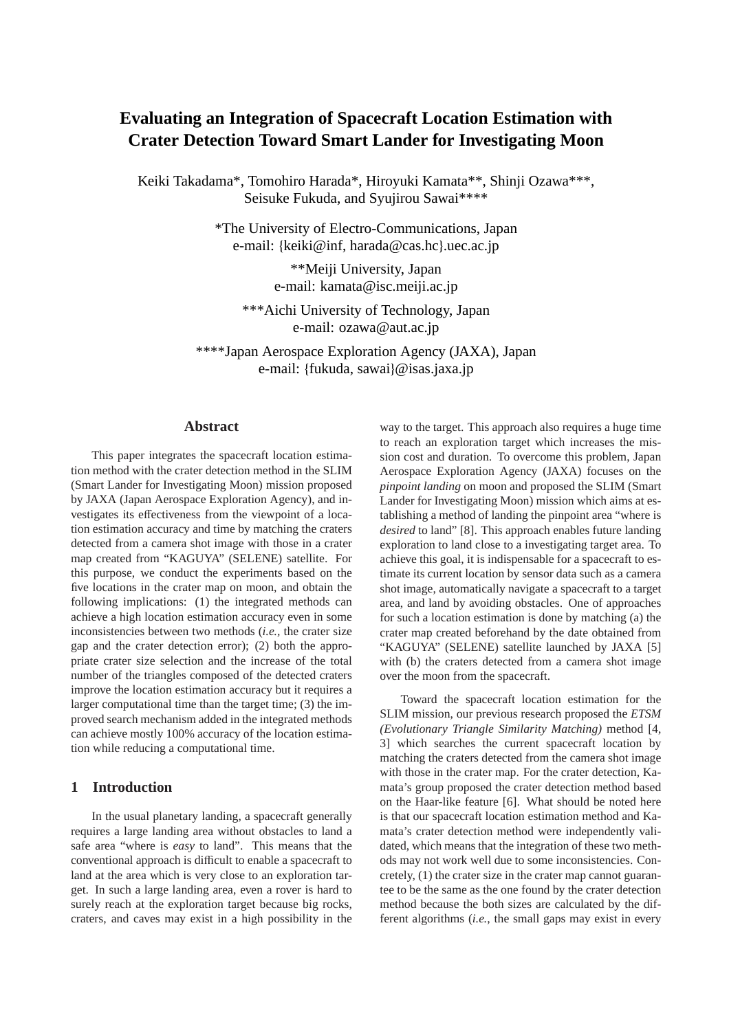# Evaluating an Integration of Spacecraft Location Estimation with Crater Detection Toward Smart Lander for Investigating Moon

Keiki Takadama*, Tomohiro Harada*, Hiroyuki Kamata**, Shinji Ozawa***, Seisuke Fukuda, and Syujirou Sawai****

*The University of Electro-Communications, Japan
e-mail: {keiki@inf, harada@cas.hc}.uec.ac.jp

**Meiji University, Japan
e-mail: kamata@isc.meiji.ac.jp

***Aichi University of Technology, Japan
e-mail: ozawa@aut.ac.jp

****Japan Aerospace Exploration Agency (JAXA), Japan
e-mail: {fukuda, sawai}@isas.jaxa.jp

## Abstract

This paper integrates the spacecraft location estimation method with the crater detection method in the SLIM (Smart Lander for Investigating Moon) mission proposed by JAXA (Japan Aerospace Exploration Agency), and investigates its effectiveness from the viewpoint of a location estimation accuracy and time by matching the craters detected from a camera shot image with those in a crater map created from "KAGUYA" (SELENE) satellite. For this purpose, we conduct the experiments based on the five locations in the crater map on moon, and obtain the following implications: (1) the integrated methods can achieve a high location estimation accuracy even in some inconsistencies between two methods (*i.e.*, the crater size gap and the crater detection error); (2) both the appropriate crater size selection and the increase of the total number of the triangles composed of the detected craters improve the location estimation accuracy but it requires a larger computational time than the target time; (3) the improved search mechanism added in the integrated methods can achieve mostly 100% accuracy of the location estimation while reducing a computational time.

## 1 Introduction

In the usual planetary landing, a spacecraft generally requires a large landing area without obstacles to land a safe area "where is *easy* to land". This means that the conventional approach is difficult to enable a spacecraft to land at the area which is very close to an exploration target. In such a large landing area, even a rover is hard to surely reach at the exploration target because big rocks, craters, and caves may exist in a high possibility in the way to the target. This approach also requires a huge time to reach an exploration target which increases the mission cost and duration. To overcome this problem, Japan Aerospace Exploration Agency (JAXA) focuses on the *pinpoint landing* on moon and proposed the SLIM (Smart Lander for Investigating Moon) mission which aims at establishing a method of landing the pinpoint area "where is *desired* to land" [8]. This approach enables future landing exploration to land close to a investigating target area. To achieve this goal, it is indispensable for a spacecraft to estimate its current location by sensor data such as a camera shot image, automatically navigate a spacecraft to a target area, and land by avoiding obstacles. One of approaches for such a location estimation is done by matching (a) the crater map created beforehand by the date obtained from "KAGUYA" (SELENE) satellite launched by JAXA [5] with (b) the craters detected from a camera shot image over the moon from the spacecraft.

Toward the spacecraft location estimation for the SLIM mission, our previous research proposed the *ETSM (Evolutionary Triangle Similarity Matching)* method [4, 3] which searches the current spacecraft location by matching the craters detected from the camera shot image with those in the crater map. For the crater detection, Kamata's group proposed the crater detection method based on the Haar-like feature [6]. What should be noted here is that our spacecraft location estimation method and Kamata's crater detection method were independently validated, which means that the integration of these two methods may not work well due to some inconsistencies. Concretely, (1) the crater size in the crater map cannot guarantee to be the same as the one found by the crater detection method because the both sizes are calculated by the different algorithms (*i.e.*, the small gaps may exist in every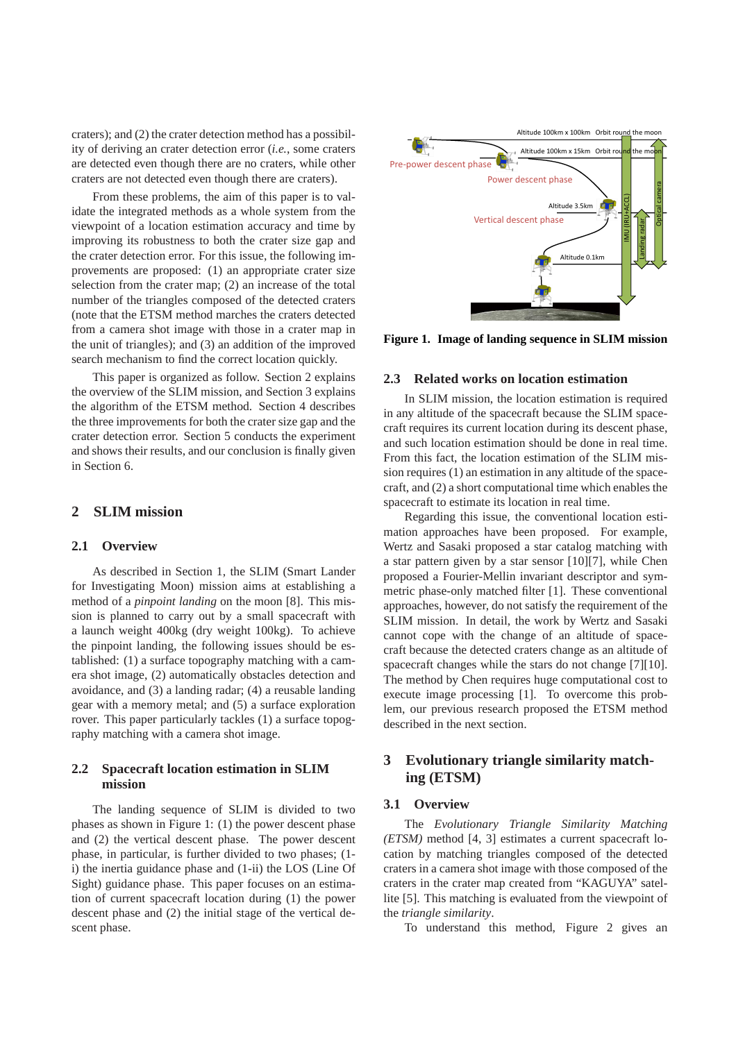craters); and (2) the crater detection method has a possibility of deriving an crater detection error (*i.e.*, some craters are detected even though there are no craters, while other craters are not detected even though there are craters).

From these problems, the aim of this paper is to validate the integrated methods as a whole system from the viewpoint of a location estimation accuracy and time by improving its robustness to both the crater size gap and the crater detection error. For this issue, the following improvements are proposed: (1) an appropriate crater size selection from the crater map; (2) an increase of the total number of the triangles composed of the detected craters (note that the ETSM method marches the craters detected from a camera shot image with those in a crater map in the unit of triangles); and (3) an addition of the improved search mechanism to find the correct location quickly.

This paper is organized as follow. Section 2 explains the overview of the SLIM mission, and Section 3 explains the algorithm of the ETSM method. Section 4 describes the three improvements for both the crater size gap and the crater detection error. Section 5 conducts the experiment and shows their results, and our conclusion is finally given in Section 6.

## 2 SLIM mission

### 2.1 Overview

As described in Section 1, the SLIM (Smart Lander for Investigating Moon) mission aims at establishing a method of a *pinpoint landing* on the moon [8]. This mission is planned to carry out by a small spacecraft with a launch weight 400kg (dry weight 100kg). To achieve the pinpoint landing, the following issues should be established: (1) a surface topography matching with a camera shot image, (2) automatically obstacles detection and avoidance, and (3) a landing radar; (4) a reusable landing gear with a memory metal; and (5) a surface exploration rover. This paper particularly tackles (1) a surface topography matching with a camera shot image.

### 2.2 Spacecraft location estimation in SLIM mission

The landing sequence of SLIM is divided to two phases as shown in Figure 1: (1) the power descent phase and (2) the vertical descent phase. The power descent phase, in particular, is further divided to two phases; (1-i) the inertia guidance phase and (1-ii) the LOS (Line Of Sight) guidance phase. This paper focuses on an estimation of current spacecraft location during (1) the power descent phase and (2) the initial stage of the vertical descent phase.

**Figure 1. Image of landing sequence in SLIM mission**

### 2.3 Related works on location estimation

In SLIM mission, the location estimation is required in any altitude of the spacecraft because the SLIM spacecraft requires its current location during its descent phase, and such location estimation should be done in real time. From this fact, the location estimation of the SLIM mission requires (1) an estimation in any altitude of the spacecraft, and (2) a short computational time which enables the spacecraft to estimate its location in real time.

Regarding this issue, the conventional location estimation approaches have been proposed. For example, Wertz and Sasaki proposed a star catalog matching with a star pattern given by a star sensor [10][7], while Chen proposed a Fourier-Mellin invariant descriptor and symmetric phase-only matched filter [1]. These conventional approaches, however, do not satisfy the requirement of the SLIM mission. In detail, the work by Wertz and Sasaki cannot cope with the change of an altitude of spacecraft because the detected craters change as an altitude of spacecraft changes while the stars do not change [7][10]. The method by Chen requires huge computational cost to execute image processing [1]. To overcome this problem, our previous research proposed the ETSM method described in the next section.

## 3 Evolutionary triangle similarity matching (ETSM)

### 3.1 Overview

The *Evolutionary Triangle Similarity Matching (ETSM)* method [4, 3] estimates a current spacecraft location by matching triangles composed of the detected craters in a camera shot image with those composed of the craters in the crater map created from "KAGUYA" satellite [5]. This matching is evaluated from the viewpoint of the *triangle similarity*.

To understand this method, Figure 2 gives an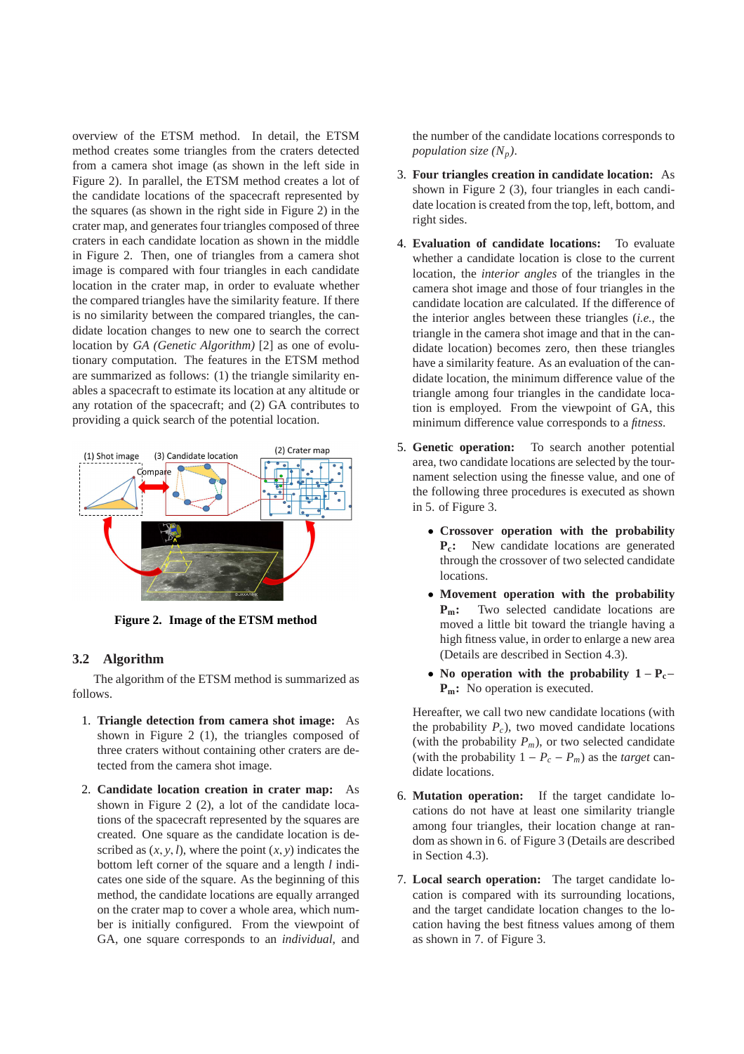overview of the ETSM method. In detail, the ETSM method creates some triangles from the craters detected from a camera shot image (as shown in the left side in Figure 2). In parallel, the ETSM method creates a lot of the candidate locations of the spacecraft represented by the squares (as shown in the right side in Figure 2) in the crater map, and generates four triangles composed of three craters in each candidate location as shown in the middle in Figure 2. Then, one of triangles from a camera shot image is compared with four triangles in each candidate location in the crater map, in order to evaluate whether the compared triangles have the similarity feature. If there is no similarity between the compared triangles, the candidate location changes to new one to search the correct location by *GA (Genetic Algorithm)* [2] as one of evolutionary computation. The features in the ETSM method are summarized as follows: (1) the triangle similarity enables a spacecraft to estimate its location at any altitude or any rotation of the spacecraft; and (2) GA contributes to providing a quick search of the potential location.

**Figure 2. Image of the ETSM method**

### 3.2 Algorithm

The algorithm of the ETSM method is summarized as follows.

1. **Triangle detection from camera shot image:** As shown in Figure 2 (1), the triangles composed of three craters without containing other craters are detected from the camera shot image.

2. **Candidate location creation in crater map:** As shown in Figure 2 (2), a lot of the candidate locations of the spacecraft represented by the squares are created. One square as the candidate location is described as $(x, y, l)$, where the point $(x, y)$ indicates the bottom left corner of the square and a length $l$ indicates one side of the square. As the beginning of this method, the candidate locations are equally arranged on the crater map to cover a whole area, which number is initially configured. From the viewpoint of GA, one square corresponds to an *individual*, and the number of the candidate locations corresponds to *population size* $(N_p)$.

3. **Four triangles creation in candidate location:** As shown in Figure 2 (3), four triangles in each candidate location is created from the top, left, bottom, and right sides.

4. **Evaluation of candidate locations:** To evaluate whether a candidate location is close to the current location, the *interior angles* of the triangles in the camera shot image and those of four triangles in the candidate location are calculated. If the difference of the interior angles between these triangles (*i.e.*, the triangle in the camera shot image and that in the candidate location) becomes zero, then these triangles have a similarity feature. As an evaluation of the candidate location, the minimum difference value of the triangle among four triangles in the candidate location is employed. From the viewpoint of GA, this minimum difference value corresponds to a *fitness*.

5. **Genetic operation:** To search another potential area, two candidate locations are selected by the tournament selection using the finesse value, and one of the following three procedures is executed as shown in 5. of Figure 3.

   - **Crossover operation with the probability $\mathbf{P_c}$:** New candidate locations are generated through the crossover of two selected candidate locations.
   - **Movement operation with the probability $\mathbf{P_m}$:** Two selected candidate locations are moved a little bit toward the triangle having a high fitness value, in order to enlarge a new area (Details are described in Section 4.3).
   - **No operation with the probability $\mathbf{1 - P_c - P_m}$:** No operation is executed.

   Hereafter, we call two new candidate locations (with the probability $P_c$), two moved candidate locations (with the probability $P_m$), or two selected candidate (with the probability $1 - P_c - P_m$) as the *target* candidate locations.

6. **Mutation operation:** If the target candidate locations do not have at least one similarity triangle among four triangles, their location change at random as shown in 6. of Figure 3 (Details are described in Section 4.3).

7. **Local search operation:** The target candidate location is compared with its surrounding locations, and the target candidate location changes to the location having the best fitness values among of them as shown in 7. of Figure 3.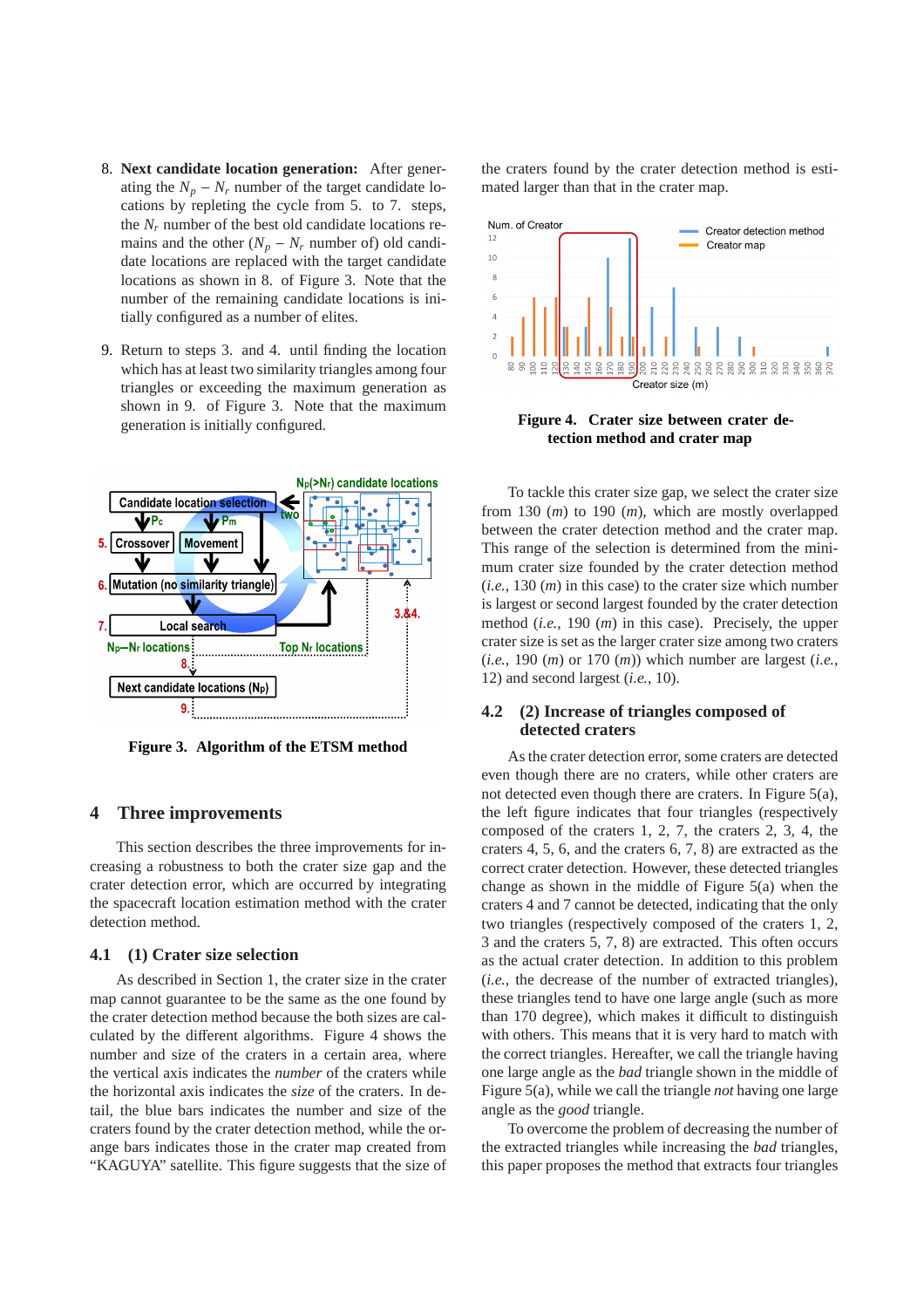8. **Next candidate location generation:** After generating the $N_p - N_r$ number of the target candidate locations by repleting the cycle from 5. to 7. steps, the $N_r$ number of the best old candidate locations remains and the other ($N_p - N_r$ number of) old candidate locations are replaced with the target candidate locations as shown in 8. of Figure 3. Note that the number of the remaining candidate locations is initially configured as a number of elites.

9. Return to steps 3. and 4. until finding the location which has at least two similarity triangles among four triangles or exceeding the maximum generation as shown in 9. of Figure 3. Note that the maximum generation is initially configured.

**Figure 3. Algorithm of the ETSM method**

## 4 Three improvements

This section describes the three improvements for increasing a robustness to both the crater size gap and the crater detection error, which are occurred by integrating the spacecraft location estimation method with the crater detection method.

### 4.1 (1) Crater size selection

As described in Section 1, the crater size in the crater map cannot guarantee to be the same as the one found by the crater detection method because the both sizes are calculated by the different algorithms. Figure 4 shows the number and size of the craters in a certain area, where the vertical axis indicates the *number* of the craters while the horizontal axis indicates the *size* of the craters. In detail, the blue bars indicates the number and size of the craters found by the crater detection method, while the orange bars indicates those in the crater map created from "KAGUYA" satellite. This figure suggests that the size of the craters found by the crater detection method is estimated larger than that in the crater map.

**Figure 4. Crater size between crater detection method and crater map**

To tackle this crater size gap, we select the crater size from 130 (*m*) to 190 (*m*), which are mostly overlapped between the crater detection method and the crater map. This range of the selection is determined from the minimum crater size founded by the crater detection method (*i.e.*, 130 (*m*) in this case) to the crater size which number is largest or second largest founded by the crater detection method (*i.e.*, 190 (*m*) in this case). Precisely, the upper crater size is set as the larger crater size among two craters (*i.e.*, 190 (*m*) or 170 (*m*)) which number are largest (*i.e.*, 12) and second largest (*i.e.*, 10).

### 4.2 (2) Increase of triangles composed of detected craters

As the crater detection error, some craters are detected even though there are no craters, while other craters are not detected even though there are craters. In Figure 5(a), the left figure indicates that four triangles (respectively composed of the craters 1, 2, 7, the craters 2, 3, 4, the craters 4, 5, 6, and the craters 6, 7, 8) are extracted as the correct crater detection. However, these detected triangles change as shown in the middle of Figure 5(a) when the craters 4 and 7 cannot be detected, indicating that the only two triangles (respectively composed of the craters 1, 2, 3 and the craters 5, 7, 8) are extracted. This often occurs as the actual crater detection. In addition to this problem (*i.e.*, the decrease of the number of extracted triangles), these triangles tend to have one large angle (such as more than 170 degree), which makes it difficult to distinguish with others. This means that it is very hard to match with the correct triangles. Hereafter, we call the triangle having one large angle as the *bad* triangle shown in the middle of Figure 5(a), while we call the triangle *not* having one large angle as the *good* triangle.

To overcome the problem of decreasing the number of the extracted triangles while increasing the *bad* triangles, this paper proposes the method that extracts four triangles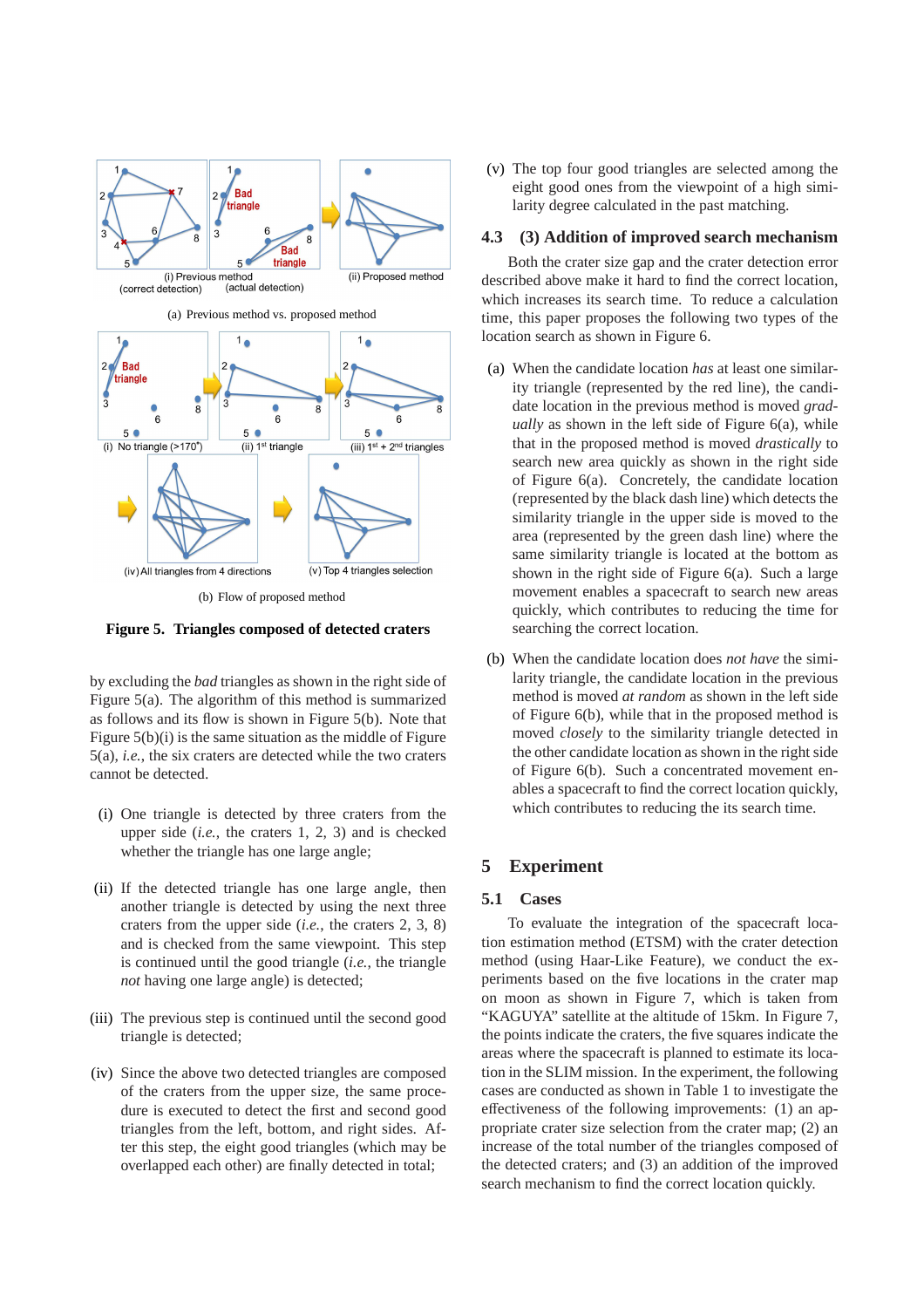(a) Previous method vs. proposed method

(b) Flow of proposed method

**Figure 5. Triangles composed of detected craters**

by excluding the *bad* triangles as shown in the right side of Figure 5(a). The algorithm of this method is summarized as follows and its flow is shown in Figure 5(b). Note that Figure 5(b)(i) is the same situation as the middle of Figure 5(a), *i.e.*, the six craters are detected while the two craters cannot be detected.

(i) One triangle is detected by three craters from the upper side (*i.e.*, the craters 1, 2, 3) and is checked whether the triangle has one large angle;

(ii) If the detected triangle has one large angle, then another triangle is detected by using the next three craters from the upper side (*i.e.*, the craters 2, 3, 8) and is checked from the same viewpoint. This step is continued until the good triangle (*i.e.*, the triangle *not* having one large angle) is detected;

(iii) The previous step is continued until the second good triangle is detected;

(iv) Since the above two detected triangles are composed of the craters from the upper size, the same procedure is executed to detect the first and second good triangles from the left, bottom, and right sides. After this step, the eight good triangles (which may be overlapped each other) are finally detected in total;

(v) The top four good triangles are selected among the eight good ones from the viewpoint of a high similarity degree calculated in the past matching.

### 4.3 (3) Addition of improved search mechanism

Both the crater size gap and the crater detection error described above make it hard to find the correct location, which increases its search time. To reduce a calculation time, this paper proposes the following two types of the location search as shown in Figure 6.

(a) When the candidate location *has* at least one similarity triangle (represented by the red line), the candidate location in the previous method is moved *gradually* as shown in the left side of Figure 6(a), while that in the proposed method is moved *drastically* to search new area quickly as shown in the right side of Figure 6(a). Concretely, the candidate location (represented by the black dash line) which detects the similarity triangle in the upper side is moved to the area (represented by the green dash line) where the same similarity triangle is located at the bottom as shown in the right side of Figure 6(a). Such a large movement enables a spacecraft to search new areas quickly, which contributes to reducing the time for searching the correct location.

(b) When the candidate location does *not have* the similarity triangle, the candidate location in the previous method is moved *at random* as shown in the left side of Figure 6(b), while that in the proposed method is moved *closely* to the similarity triangle detected in the other candidate location as shown in the right side of Figure 6(b). Such a concentrated movement enables a spacecraft to find the correct location quickly, which contributes to reducing the its search time.

## 5 Experiment

### 5.1 Cases

To evaluate the integration of the spacecraft location estimation method (ETSM) with the crater detection method (using Haar-Like Feature), we conduct the experiments based on the five locations in the crater map on moon as shown in Figure 7, which is taken from "KAGUYA" satellite at the altitude of 15km. In Figure 7, the points indicate the craters, the five squares indicate the areas where the spacecraft is planned to estimate its location in the SLIM mission. In the experiment, the following cases are conducted as shown in Table 1 to investigate the effectiveness of the following improvements: (1) an appropriate crater size selection from the crater map; (2) an increase of the total number of the triangles composed of the detected craters; and (3) an addition of the improved search mechanism to find the correct location quickly.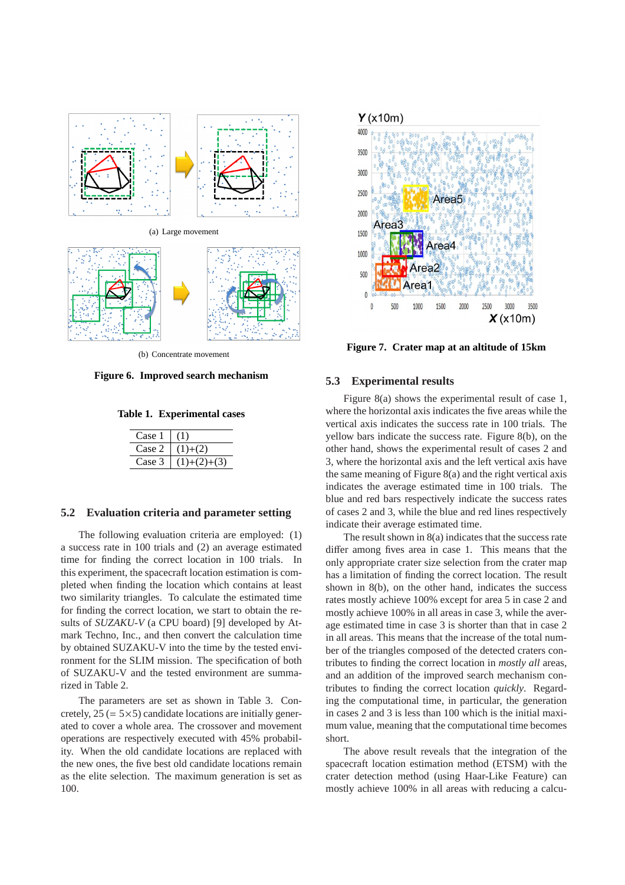(a) Large movement

(b) Concentrate movement

**Figure 6. Improved search mechanism**

**Table 1. Experimental cases**

| Case | Criteria |
|---|---|
| Case 1 | (1) |
| Case 2 | (1)+(2) |
| Case 3 | (1)+(2)+(3) |

### 5.2 Evaluation criteria and parameter setting

The following evaluation criteria are employed: (1) a success rate in 100 trials and (2) an average estimated time for finding the correct location in 100 trials. In this experiment, the spacecraft location estimation is completed when finding the location which contains at least two similarity triangles. To calculate the estimated time for finding the correct location, we start to obtain the results of *SUZAKU-V* (a CPU board) [9] developed by Atmark Techno, Inc., and then convert the calculation time by obtained SUZAKU-V into the time by the tested environment for the SLIM mission. The specification of both of SUZAKU-V and the tested environment are summarized in Table 2.

The parameters are set as shown in Table 3. Concretely, 25 (= 5×5) candidate locations are initially generated to cover a whole area. The crossover and movement operations are respectively executed with 45% probability. When the old candidate locations are replaced with the new ones, the five best old candidate locations remain as the elite selection. The maximum generation is set as 100.

**Figure 7. Crater map at an altitude of 15km**

### 5.3 Experimental results

Figure 8(a) shows the experimental result of case 1, where the horizontal axis indicates the five areas while the vertical axis indicates the success rate in 100 trials. The yellow bars indicate the success rate. Figure 8(b), on the other hand, shows the experimental result of cases 2 and 3, where the horizontal axis and the left vertical axis have the same meaning of Figure 8(a) and the right vertical axis indicates the average estimated time in 100 trials. The blue and red bars respectively indicate the success rates of cases 2 and 3, while the blue and red lines respectively indicate their average estimated time.

The result shown in 8(a) indicates that the success rate differ among fives area in case 1. This means that the only appropriate crater size selection from the crater map has a limitation of finding the correct location. The result shown in 8(b), on the other hand, indicates the success rates mostly achieve 100% except for area 5 in case 2 and mostly achieve 100% in all areas in case 3, while the average estimated time in case 3 is shorter than that in case 2 in all areas. This means that the increase of the total number of the triangles composed of the detected craters contributes to finding the correct location in *mostly all* areas, and an addition of the improved search mechanism contributes to finding the correct location *quickly*. Regarding the computational time, in particular, the generation in cases 2 and 3 is less than 100 which is the initial maximum value, meaning that the computational time becomes short.

The above result reveals that the integration of the spacecraft location estimation method (ETSM) with the crater detection method (using Haar-Like Feature) can mostly achieve 100% in all areas with reducing a calcu-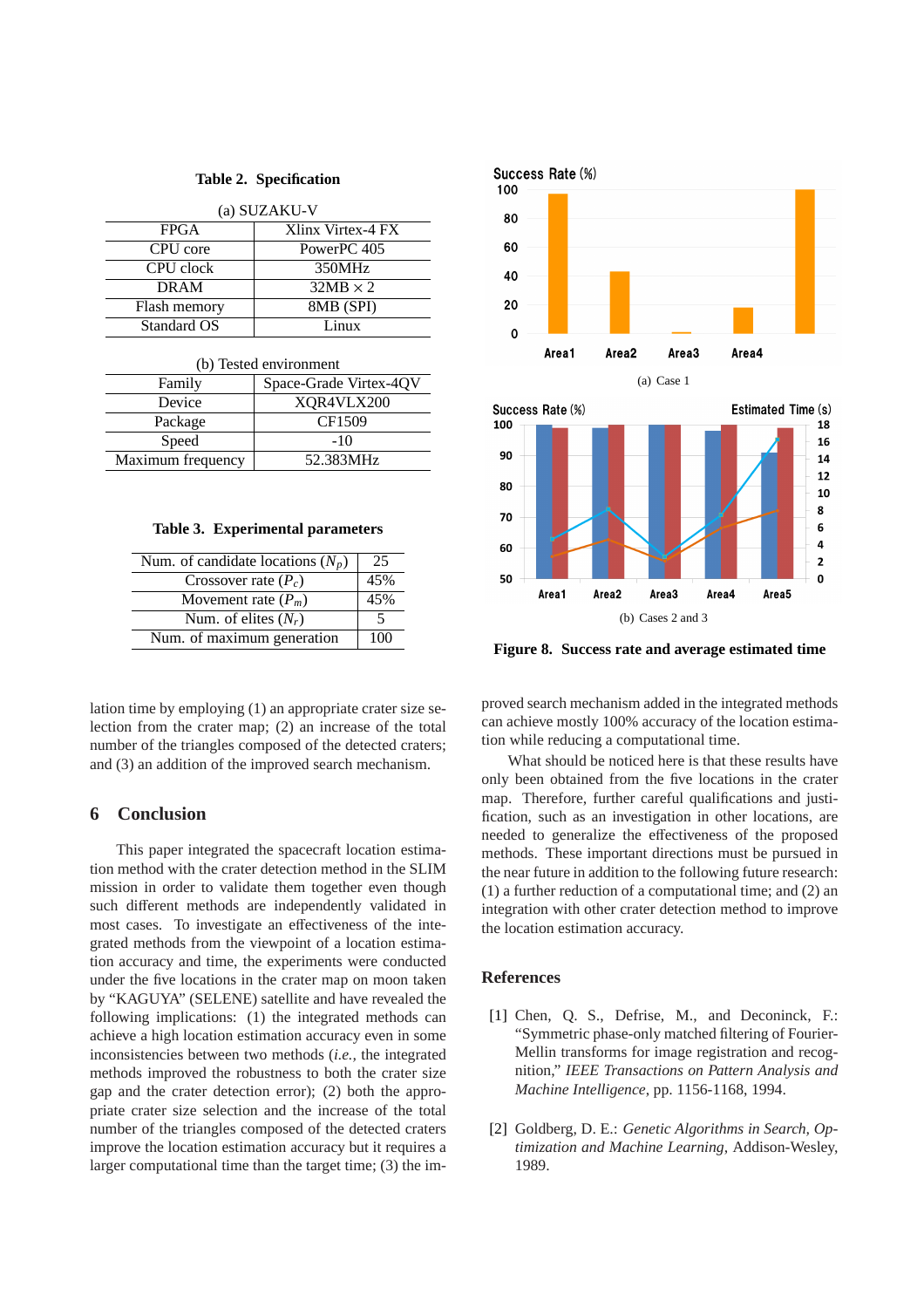**Table 2. Specification**

(a) SUZAKU-V

| | |
|---|---|
| FPGA | Xlinx Virtex-4 FX |
| CPU core | PowerPC 405 |
| CPU clock | 350MHz |
| DRAM | 32MB × 2 |
| Flash memory | 8MB (SPI) |
| Standard OS | Linux |

(b) Tested environment

| | |
|---|---|
| Family | Space-Grade Virtex-4QV |
| Device | XQR4VLX200 |
| Package | CF1509 |
| Speed | -10 |
| Maximum frequency | 52.383MHz |

**Table 3. Experimental parameters**

| | |
|---|---|
| Num. of candidate locations ($N_p$) | 25 |
| Crossover rate ($P_c$) | 45% |
| Movement rate ($P_m$) | 45% |
| Num. of elites ($N_r$) | 5 |
| Num. of maximum generation | 100 |

(a) Case 1

(b) Cases 2 and 3

**Figure 8. Success rate and average estimated time**

lation time by employing (1) an appropriate crater size selection from the crater map; (2) an increase of the total number of the triangles composed of the detected craters; and (3) an addition of the improved search mechanism.

## 6 Conclusion

This paper integrated the spacecraft location estimation method with the crater detection method in the SLIM mission in order to validate them together even though such different methods are independently validated in most cases. To investigate an effectiveness of the integrated methods from the viewpoint of a location estimation accuracy and time, the experiments were conducted under the five locations in the crater map on moon taken by "KAGUYA" (SELENE) satellite and have revealed the following implications: (1) the integrated methods can achieve a high location estimation accuracy even in some inconsistencies between two methods (*i.e.*, the integrated methods improved the robustness to both the crater size gap and the crater detection error); (2) both the appropriate crater size selection and the increase of the total number of the triangles composed of the detected craters improve the location estimation accuracy but it requires a larger computational time than the target time; (3) the improved search mechanism added in the integrated methods can achieve mostly 100% accuracy of the location estimation while reducing a computational time.

What should be noticed here is that these results have only been obtained from the five locations in the crater map. Therefore, further careful qualifications and justification, such as an investigation in other locations, are needed to generalize the effectiveness of the proposed methods. These important directions must be pursued in the near future in addition to the following future research: (1) a further reduction of a computational time; and (2) an integration with other crater detection method to improve the location estimation accuracy.

## References

[1] Chen, Q. S., Defrise, M., and Deconinck, F.: "Symmetric phase-only matched filtering of Fourier-Mellin transforms for image registration and recognition," *IEEE Transactions on Pattern Analysis and Machine Intelligence*, pp. 1156-1168, 1994.

[2] Goldberg, D. E.: *Genetic Algorithms in Search, Optimization and Machine Learning*, Addison-Wesley, 1989.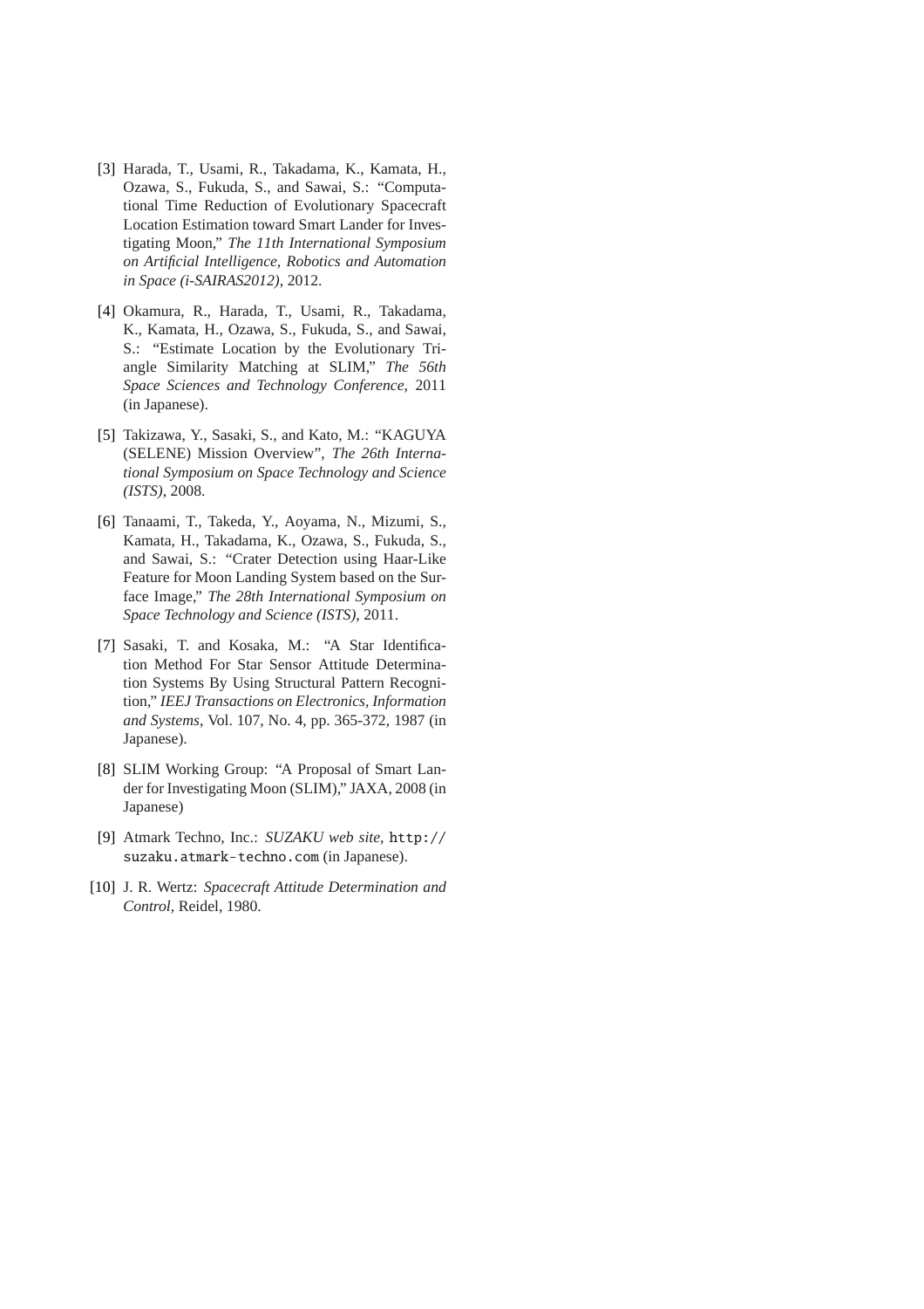[3] Harada, T., Usami, R., Takadama, K., Kamata, H., Ozawa, S., Fukuda, S., and Sawai, S.: "Computational Time Reduction of Evolutionary Spacecraft Location Estimation toward Smart Lander for Investigating Moon," *The 11th International Symposium on Artificial Intelligence, Robotics and Automation in Space (i-SAIRAS2012)*, 2012.

[4] Okamura, R., Harada, T., Usami, R., Takadama, K., Kamata, H., Ozawa, S., Fukuda, S., and Sawai, S.: "Estimate Location by the Evolutionary Triangle Similarity Matching at SLIM," *The 56th Space Sciences and Technology Conference*, 2011 (in Japanese).

[5] Takizawa, Y., Sasaki, S., and Kato, M.: "KAGUYA (SELENE) Mission Overview", *The 26th International Symposium on Space Technology and Science (ISTS)*, 2008.

[6] Tanaami, T., Takeda, Y., Aoyama, N., Mizumi, S., Kamata, H., Takadama, K., Ozawa, S., Fukuda, S., and Sawai, S.: "Crater Detection using Haar-Like Feature for Moon Landing System based on the Surface Image," *The 28th International Symposium on Space Technology and Science (ISTS)*, 2011.

[7] Sasaki, T. and Kosaka, M.: "A Star Identification Method For Star Sensor Attitude Determination Systems By Using Structural Pattern Recognition," *IEEJ Transactions on Electronics, Information and Systems*, Vol. 107, No. 4, pp. 365-372, 1987 (in Japanese).

[8] SLIM Working Group: "A Proposal of Smart Lander for Investigating Moon (SLIM)," JAXA, 2008 (in Japanese)

[9] Atmark Techno, Inc.: *SUZAKU web site*, `http://suzaku.atmark-techno.com` (in Japanese).

[10] J. R. Wertz: *Spacecraft Attitude Determination and Control*, Reidel, 1980.